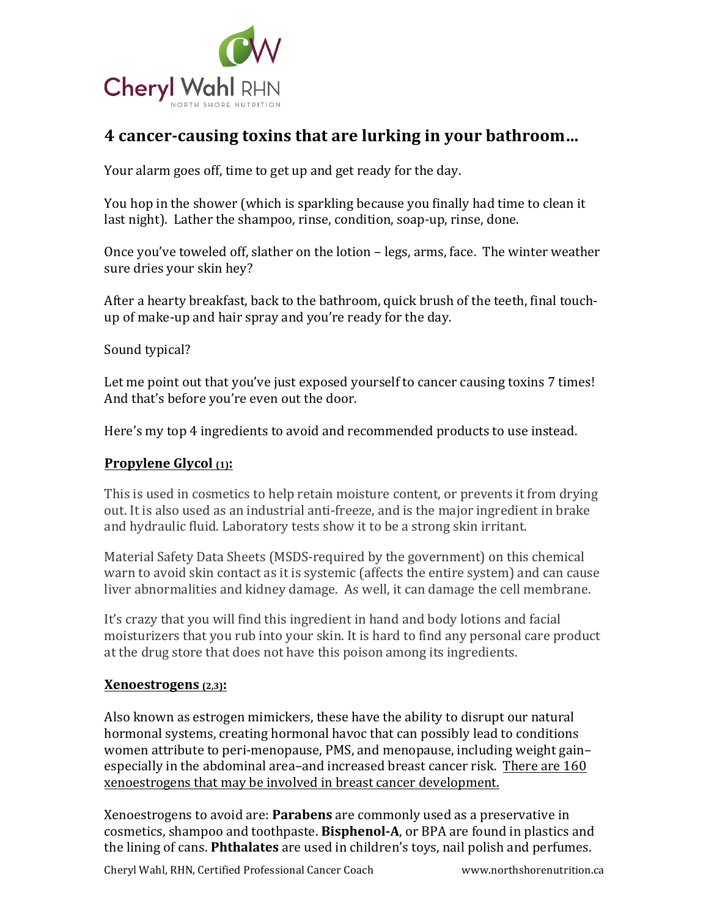Cheryl Wahl RHN

NORTH SHORE NUTRITION

# 4 cancer-causing toxins that are lurking in your bathroom…

Your alarm goes off, time to get up and get ready for the day.

You hop in the shower (which is sparkling because you finally had time to clean it last night). Lather the shampoo, rinse, condition, soap-up, rinse, done.

Once you've toweled off, slather on the lotion – legs, arms, face. The winter weather sure dries your skin hey?

After a hearty breakfast, back to the bathroom, quick brush of the teeth, final touch-up of make-up and hair spray and you're ready for the day.

Sound typical?

Let me point out that you've just exposed yourself to cancer causing toxins 7 times! And that's before you're even out the door.

Here's my top 4 ingredients to avoid and recommended products to use instead.

## **Propylene Glycol (1):**

This is used in cosmetics to help retain moisture content, or prevents it from drying out. It is also used as an industrial anti-freeze, and is the major ingredient in brake and hydraulic fluid. Laboratory tests show it to be a strong skin irritant.

Material Safety Data Sheets (MSDS-required by the government) on this chemical warn to avoid skin contact as it is systemic (affects the entire system) and can cause liver abnormalities and kidney damage. As well, it can damage the cell membrane.

It's crazy that you will find this ingredient in hand and body lotions and facial moisturizers that you rub into your skin. It is hard to find any personal care product at the drug store that does not have this poison among its ingredients.

## **Xenoestrogens (2,3):**

Also known as estrogen mimickers, these have the ability to disrupt our natural hormonal systems, creating hormonal havoc that can possibly lead to conditions women attribute to peri-menopause, PMS, and menopause, including weight gain–especially in the abdominal area–and increased breast cancer risk. There are 160 xenoestrogens that may be involved in breast cancer development.

Xenoestrogens to avoid are: **Parabens** are commonly used as a preservative in cosmetics, shampoo and toothpaste. **Bisphenol-A**, or BPA are found in plastics and the lining of cans. **Phthalates** are used in children's toys, nail polish and perfumes.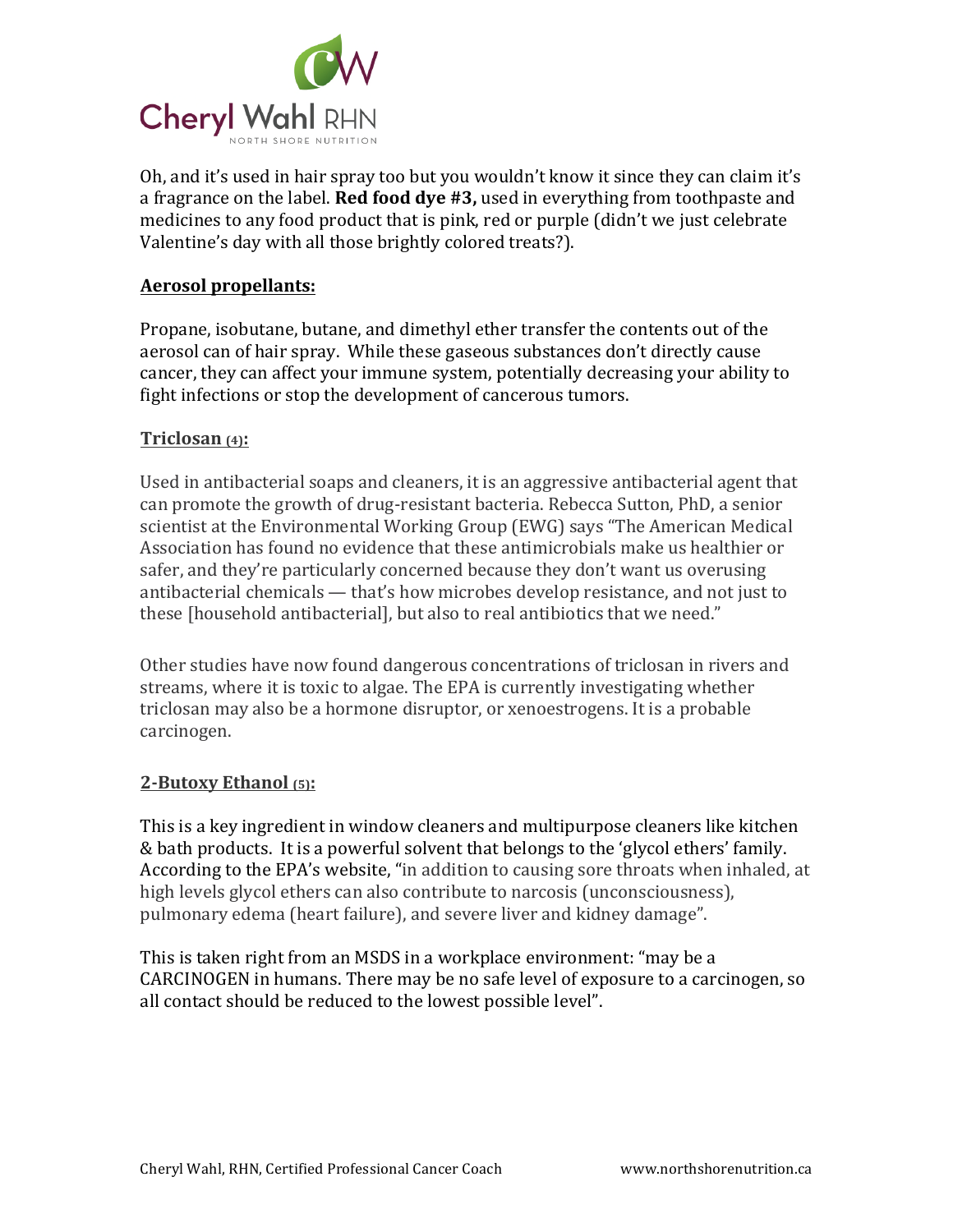Oh, and it's used in hair spray too but you wouldn't know it since they can claim it's a fragrance on the label. **Red food dye #3,** used in everything from toothpaste and medicines to any food product that is pink, red or purple (didn't we just celebrate Valentine's day with all those brightly colored treats?).

### Aerosol propellants:

Propane, isobutane, butane, and dimethyl ether transfer the contents out of the aerosol can of hair spray. While these gaseous substances don't directly cause cancer, they can affect your immune system, potentially decreasing your ability to fight infections or stop the development of cancerous tumors.

### Triclosan (4):

Used in antibacterial soaps and cleaners, it is an aggressive antibacterial agent that can promote the growth of drug-resistant bacteria. Rebecca Sutton, PhD, a senior scientist at the Environmental Working Group (EWG) says "The American Medical Association has found no evidence that these antimicrobials make us healthier or safer, and they're particularly concerned because they don't want us overusing antibacterial chemicals — that's how microbes develop resistance, and not just to these [household antibacterial], but also to real antibiotics that we need."

Other studies have now found dangerous concentrations of triclosan in rivers and streams, where it is toxic to algae. The EPA is currently investigating whether triclosan may also be a hormone disruptor, or xenoestrogens. It is a probable carcinogen.

### 2-Butoxy Ethanol (5):

This is a key ingredient in window cleaners and multipurpose cleaners like kitchen & bath products. It is a powerful solvent that belongs to the 'glycol ethers' family. According to the EPA's website, "in addition to causing sore throats when inhaled, at high levels glycol ethers can also contribute to narcosis (unconsciousness), pulmonary edema (heart failure), and severe liver and kidney damage".

This is taken right from an MSDS in a workplace environment: "may be a CARCINOGEN in humans. There may be no safe level of exposure to a carcinogen, so all contact should be reduced to the lowest possible level".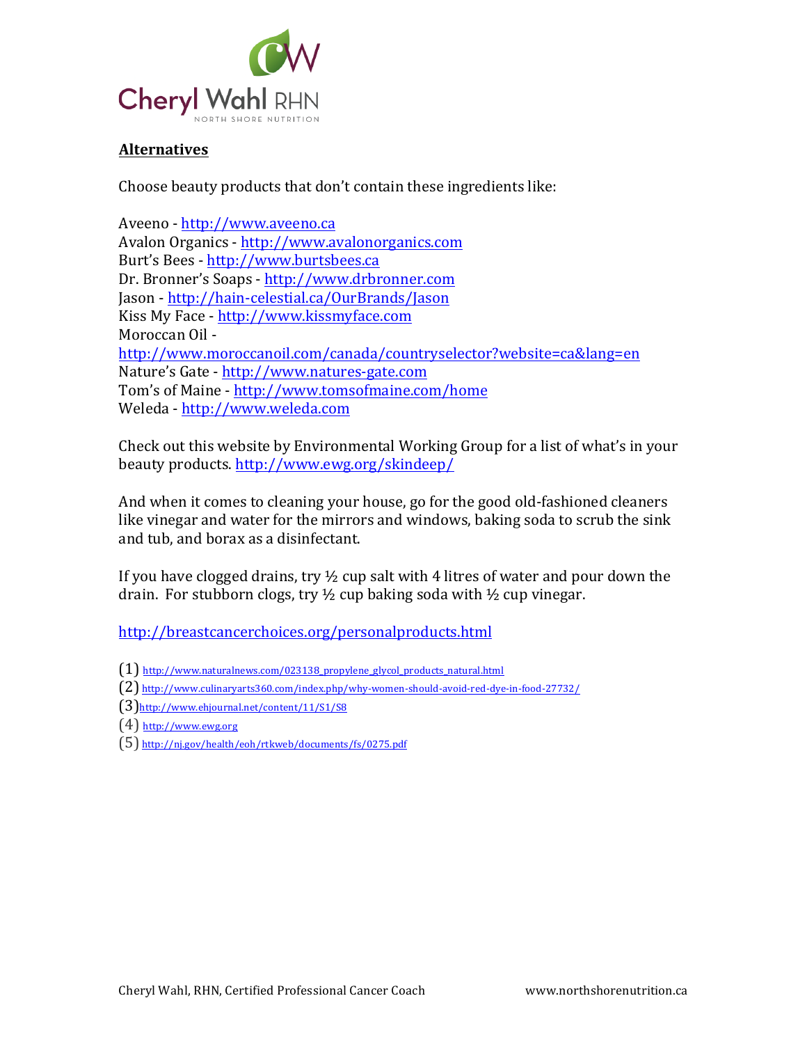**Alternatives**

Choose beauty products that don't contain these ingredients like:

Aveeno - http://www.aveeno.ca
Avalon Organics - http://www.avalonorganics.com
Burt's Bees - http://www.burtsbees.ca
Dr. Bronner's Soaps - http://www.drbronner.com
Jason - http://hain-celestial.ca/OurBrands/Jason
Kiss My Face - http://www.kissmyface.com
Moroccan Oil - http://www.moroccanoil.com/canada/countryselector?website=ca&lang=en
Nature's Gate - http://www.natures-gate.com
Tom's of Maine - http://www.tomsofmaine.com/home
Weleda - http://www.weleda.com

Check out this website by Environmental Working Group for a list of what's in your beauty products. http://www.ewg.org/skindeep/

And when it comes to cleaning your house, go for the good old-fashioned cleaners like vinegar and water for the mirrors and windows, baking soda to scrub the sink and tub, and borax as a disinfectant.

If you have clogged drains, try ½ cup salt with 4 litres of water and pour down the drain. For stubborn clogs, try ½ cup baking soda with ½ cup vinegar.

http://breastcancerchoices.org/personalproducts.html

(1) http://www.naturalnews.com/023138_propylene_glycol_products_natural.html
(2) http://www.culinaryarts360.com/index.php/why-women-should-avoid-red-dye-in-food-27732/
(3) http://www.ehjournal.net/content/11/S1/S8
(4) http://www.ewg.org
(5) http://nj.gov/health/eoh/rtkweb/documents/fs/0275.pdf